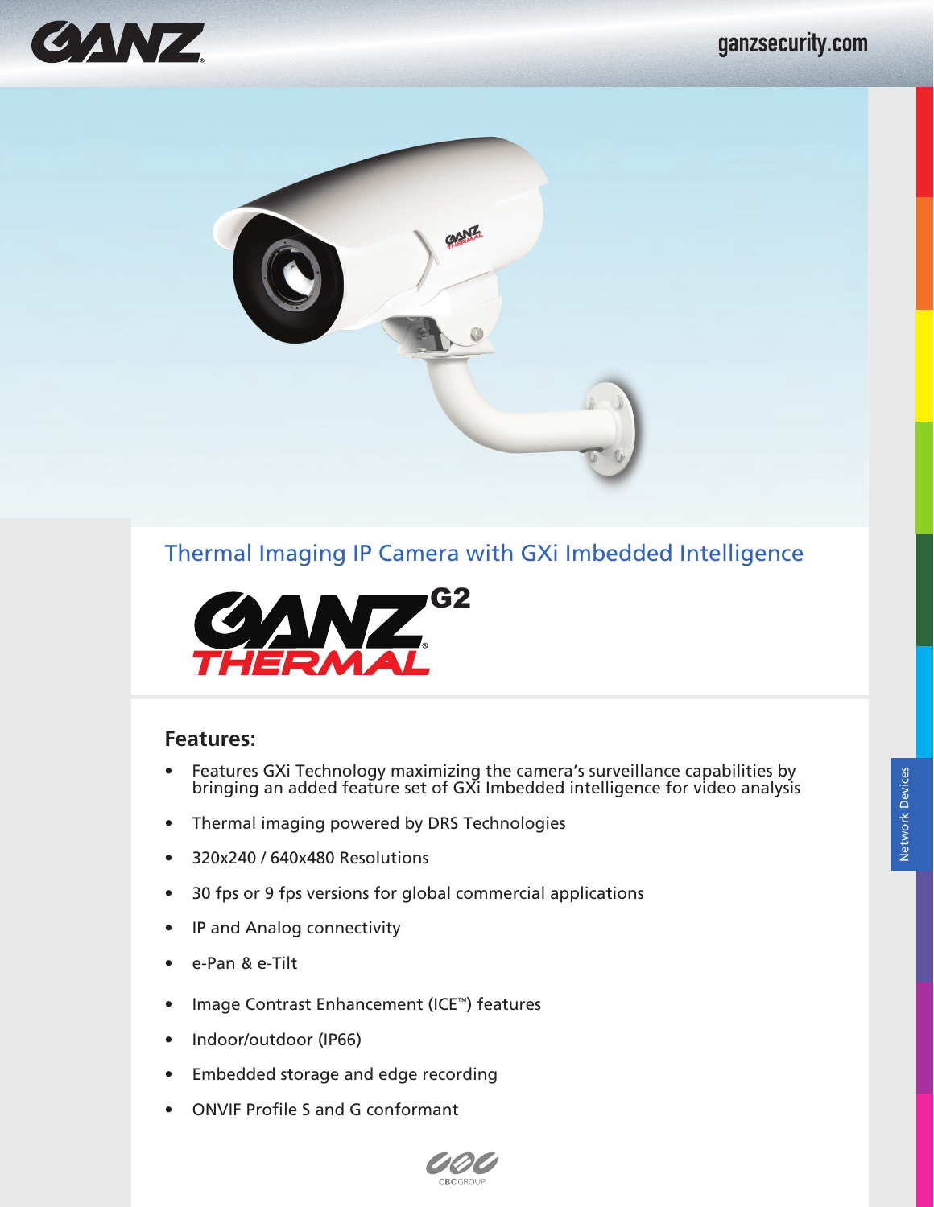# Thermal Imaging IP Camera with GXi Imbedded Intelligence

## Features:

- Features GXi Technology maximizing the camera's surveillance capabilities by bringing an added feature set of GXi Imbedded intelligence for video analysis
- Thermal imaging powered by DRS Technologies
- 320x240 / 640x480 Resolutions
- 30 fps or 9 fps versions for global commercial applications
- IP and Analog connectivity
- e-Pan & e-Tilt
- Image Contrast Enhancement (ICE™) features
- Indoor/outdoor (IP66)
- Embedded storage and edge recording
- ONVIF Profile S and G conformant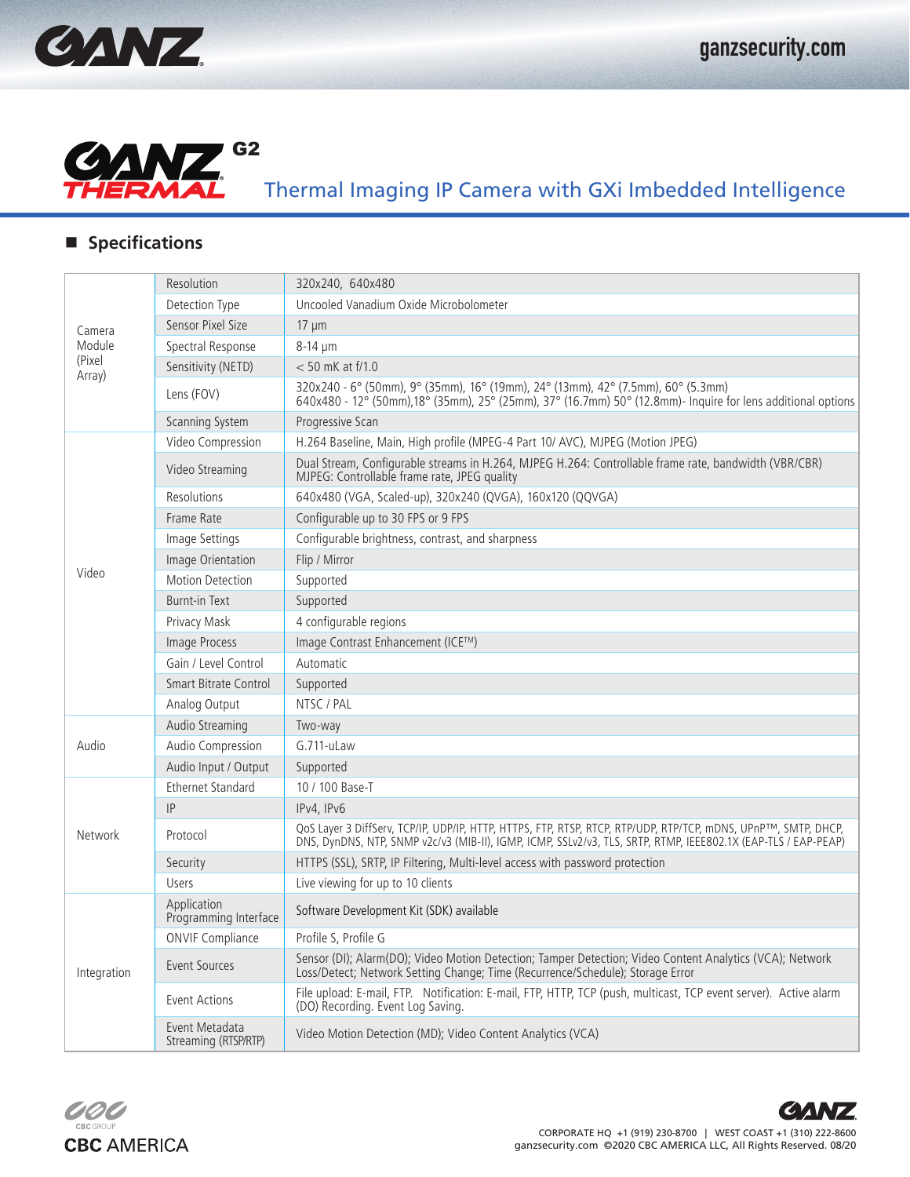# GANZ THERMAL G2

## Thermal Imaging IP Camera with GXi Imbedded Intelligence

### Specifications

| | | |
|---|---|---|
| Camera Module (Pixel Array) | Resolution | 320x240, 640x480 |
| | Detection Type | Uncooled Vanadium Oxide Microbolometer |
| | Sensor Pixel Size | 17 μm |
| | Spectral Response | 8-14 μm |
| | Sensitivity (NETD) | < 50 mK at f/1.0 |
| | Lens (FOV) | 320x240 - 6° (50mm), 9° (35mm), 16° (19mm), 24° (13mm), 42° (7.5mm), 60° (5.3mm)<br>640x480 - 12° (50mm),18° (35mm), 25° (25mm), 37° (16.7mm) 50° (12.8mm)- Inquire for lens additional options |
| | Scanning System | Progressive Scan |
| Video | Video Compression | H.264 Baseline, Main, High profile (MPEG-4 Part 10/ AVC), MJPEG (Motion JPEG) |
| | Video Streaming | Dual Stream, Configurable streams in H.264, MJPEG H.264: Controllable frame rate, bandwidth (VBR/CBR)<br>MJPEG: Controllable frame rate, JPEG quality |
| | Resolutions | 640x480 (VGA, Scaled-up), 320x240 (QVGA), 160x120 (QQVGA) |
| | Frame Rate | Configurable up to 30 FPS or 9 FPS |
| | Image Settings | Configurable brightness, contrast, and sharpness |
| | Image Orientation | Flip / Mirror |
| | Motion Detection | Supported |
| | Burnt-in Text | Supported |
| | Privacy Mask | 4 configurable regions |
| | Image Process | Image Contrast Enhancement (ICE™) |
| | Gain / Level Control | Automatic |
| | Smart Bitrate Control | Supported |
| | Analog Output | NTSC / PAL |
| Audio | Audio Streaming | Two-way |
| | Audio Compression | G.711-uLaw |
| | Audio Input / Output | Supported |
| Network | Ethernet Standard | 10 / 100 Base-T |
| | IP | IPv4, IPv6 |
| | Protocol | QoS Layer 3 DiffServ, TCP/IP, UDP/IP, HTTP, HTTPS, FTP, RTSP, RTCP, RTP/UDP, RTP/TCP, mDNS, UPnP™, SMTP, DHCP, DNS, DynDNS, NTP, SNMP v2c/v3 (MIB-II), IGMP, ICMP, SSLv2/v3, TLS, SRTP, RTMP, IEEE802.1X (EAP-TLS / EAP-PEAP) |
| | Security | HTTPS (SSL), SRTP, IP Filtering, Multi-level access with password protection |
| | Users | Live viewing for up to 10 clients |
| Integration | Application Programming Interface | Software Development Kit (SDK) available |
| | ONVIF Compliance | Profile S, Profile G |
| | Event Sources | Sensor (DI); Alarm(DO); Video Motion Detection; Tamper Detection; Video Content Analytics (VCA); Network Loss/Detect; Network Setting Change; Time (Recurrence/Schedule); Storage Error |
| | Event Actions | File upload: E-mail, FTP. Notification: E-mail, FTP, HTTP, TCP (push, multicast, TCP event server). Active alarm (DO) Recording. Event Log Saving. |
| | Event Metadata Streaming (RTSP/RTP) | Video Motion Detection (MD); Video Content Analytics (VCA) |

CBC AMERICA

CORPORATE HQ +1 (919) 230-8700 | WEST COAST +1 (310) 222-8600
ganzsecurity.com ©2020 CBC AMERICA LLC, All Rights Reserved. 08/20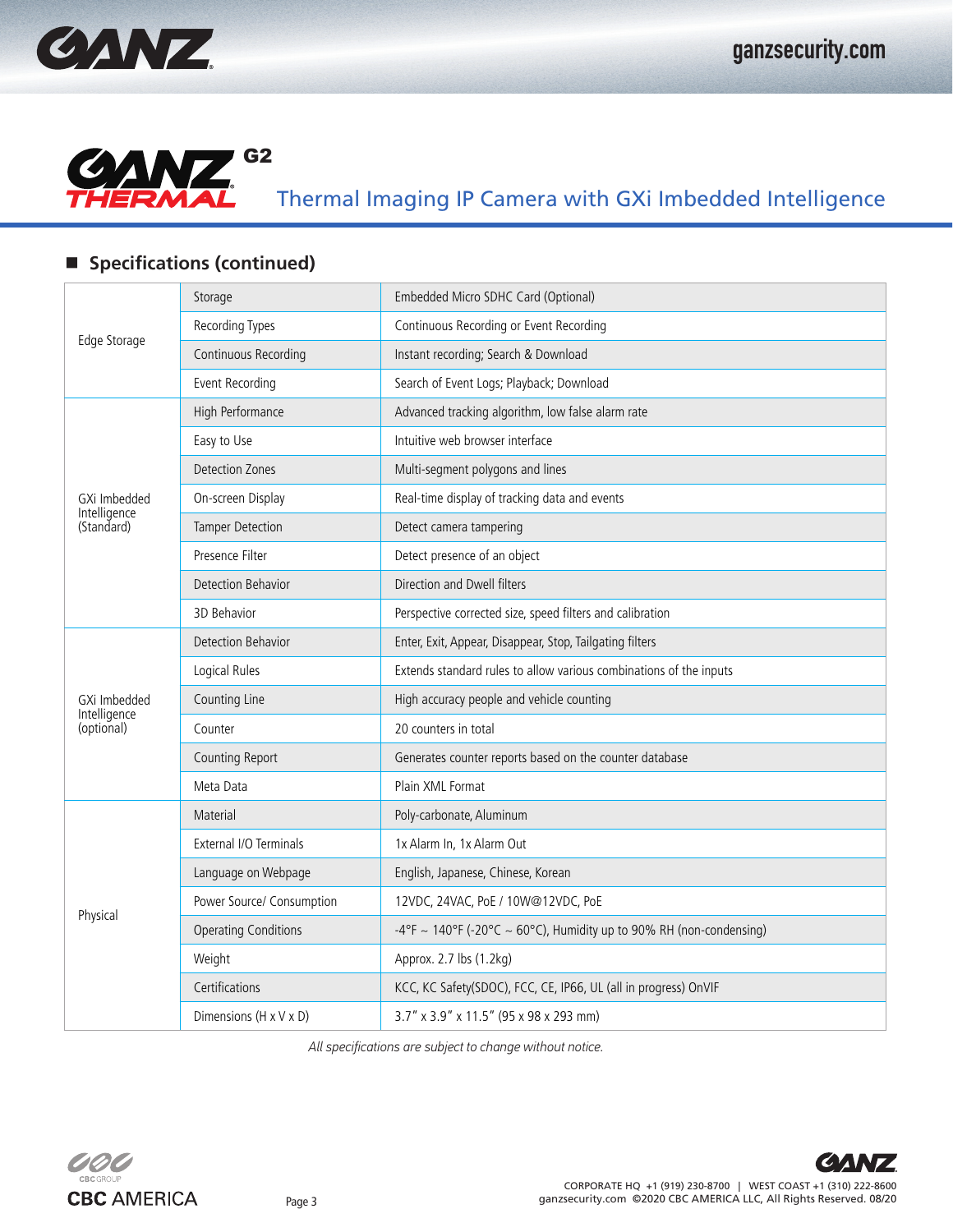# Thermal Imaging IP Camera with GXi Imbedded Intelligence

## Specifications (continued)

| | | |
|---|---|---|
| Edge Storage | Storage | Embedded Micro SDHC Card (Optional) |
| | Recording Types | Continuous Recording or Event Recording |
| | Continuous Recording | Instant recording; Search & Download |
| | Event Recording | Search of Event Logs; Playback; Download |
| GXi Imbedded Intelligence (Standard) | High Performance | Advanced tracking algorithm, low false alarm rate |
| | Easy to Use | Intuitive web browser interface |
| | Detection Zones | Multi-segment polygons and lines |
| | On-screen Display | Real-time display of tracking data and events |
| | Tamper Detection | Detect camera tampering |
| | Presence Filter | Detect presence of an object |
| | Detection Behavior | Direction and Dwell filters |
| | 3D Behavior | Perspective corrected size, speed filters and calibration |
| GXi Imbedded Intelligence (optional) | Detection Behavior | Enter, Exit, Appear, Disappear, Stop, Tailgating filters |
| | Logical Rules | Extends standard rules to allow various combinations of the inputs |
| | Counting Line | High accuracy people and vehicle counting |
| | Counter | 20 counters in total |
| | Counting Report | Generates counter reports based on the counter database |
| | Meta Data | Plain XML Format |
| Physical | Material | Poly-carbonate, Aluminum |
| | External I/O Terminals | 1x Alarm In, 1x Alarm Out |
| | Language on Webpage | English, Japanese, Chinese, Korean |
| | Power Source/ Consumption | 12VDC, 24VAC, PoE / 10W@12VDC, PoE |
| | Operating Conditions | -4°F ~ 140°F (-20°C ~ 60°C), Humidity up to 90% RH (non-condensing) |
| | Weight | Approx. 2.7 lbs (1.2kg) |
| | Certifications | KCC, KC Safety(SDOC), FCC, CE, IP66, UL (all in progress) OnVIF |
| | Dimensions (H x V x D) | 3.7" x 3.9" x 11.5" (95 x 98 x 293 mm) |

*All specifications are subject to change without notice.*

CORPORATE HQ +1 (919) 230-8700 | WEST COAST +1 (310) 222-8600
ganzsecurity.com ©2020 CBC AMERICA LLC, All Rights Reserved. 08/20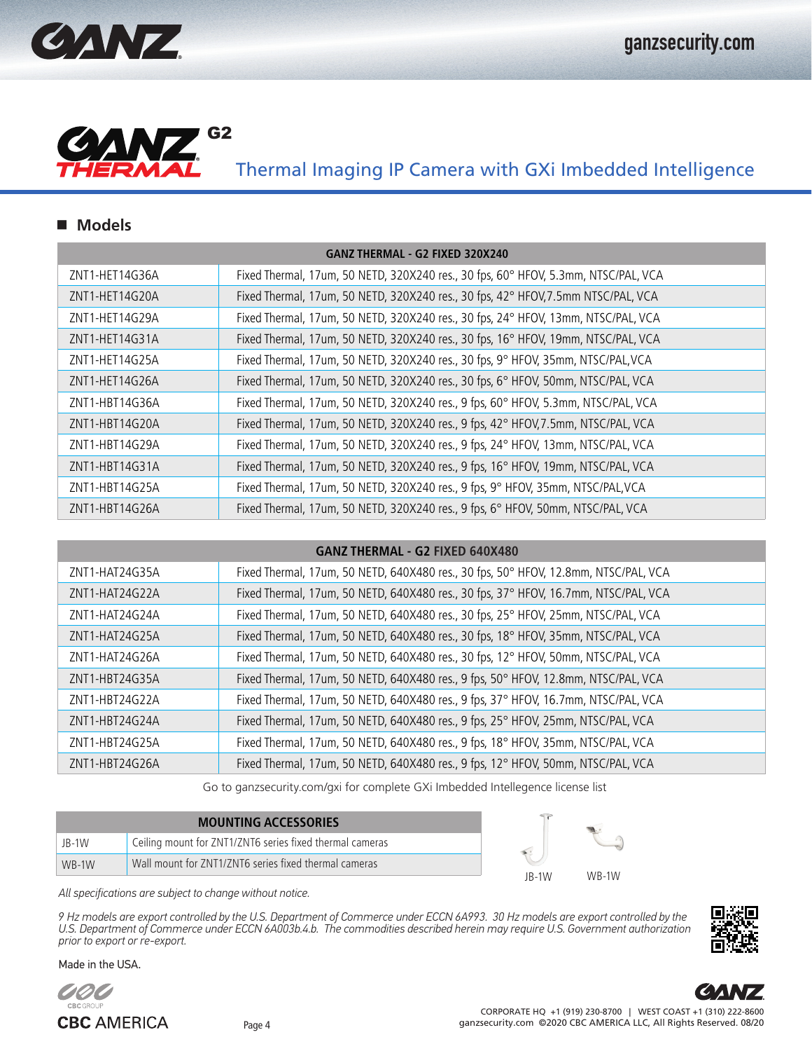## GANZ THERMAL G2 — Thermal Imaging IP Camera with GXi Imbedded Intelligence

### Models

| GANZ THERMAL - G2 FIXED 320X240 | |
|---|---|
| ZNT1-HET14G36A | Fixed Thermal, 17um, 50 NETD, 320X240 res., 30 fps, 60° HFOV, 5.3mm, NTSC/PAL, VCA |
| ZNT1-HET14G20A | Fixed Thermal, 17um, 50 NETD, 320X240 res., 30 fps, 42° HFOV,7.5mm NTSC/PAL, VCA |
| ZNT1-HET14G29A | Fixed Thermal, 17um, 50 NETD, 320X240 res., 30 fps, 24° HFOV, 13mm, NTSC/PAL, VCA |
| ZNT1-HET14G31A | Fixed Thermal, 17um, 50 NETD, 320X240 res., 30 fps, 16° HFOV, 19mm, NTSC/PAL, VCA |
| ZNT1-HET14G25A | Fixed Thermal, 17um, 50 NETD, 320X240 res., 30 fps, 9° HFOV, 35mm, NTSC/PAL,VCA |
| ZNT1-HET14G26A | Fixed Thermal, 17um, 50 NETD, 320X240 res., 30 fps, 6° HFOV, 50mm, NTSC/PAL, VCA |
| ZNT1-HBT14G36A | Fixed Thermal, 17um, 50 NETD, 320X240 res., 9 fps, 60° HFOV, 5.3mm, NTSC/PAL, VCA |
| ZNT1-HBT14G20A | Fixed Thermal, 17um, 50 NETD, 320X240 res., 9 fps, 42° HFOV,7.5mm, NTSC/PAL, VCA |
| ZNT1-HBT14G29A | Fixed Thermal, 17um, 50 NETD, 320X240 res., 9 fps, 24° HFOV, 13mm, NTSC/PAL, VCA |
| ZNT1-HBT14G31A | Fixed Thermal, 17um, 50 NETD, 320X240 res., 9 fps, 16° HFOV, 19mm, NTSC/PAL, VCA |
| ZNT1-HBT14G25A | Fixed Thermal, 17um, 50 NETD, 320X240 res., 9 fps, 9° HFOV, 35mm, NTSC/PAL,VCA |
| ZNT1-HBT14G26A | Fixed Thermal, 17um, 50 NETD, 320X240 res., 9 fps, 6° HFOV, 50mm, NTSC/PAL, VCA |

| GANZ THERMAL - G2 FIXED 640X480 | |
|---|---|
| ZNT1-HAT24G35A | Fixed Thermal, 17um, 50 NETD, 640X480 res., 30 fps, 50° HFOV, 12.8mm, NTSC/PAL, VCA |
| ZNT1-HAT24G22A | Fixed Thermal, 17um, 50 NETD, 640X480 res., 30 fps, 37° HFOV, 16.7mm, NTSC/PAL, VCA |
| ZNT1-HAT24G24A | Fixed Thermal, 17um, 50 NETD, 640X480 res., 30 fps, 25° HFOV, 25mm, NTSC/PAL, VCA |
| ZNT1-HAT24G25A | Fixed Thermal, 17um, 50 NETD, 640X480 res., 30 fps, 18° HFOV, 35mm, NTSC/PAL, VCA |
| ZNT1-HAT24G26A | Fixed Thermal, 17um, 50 NETD, 640X480 res., 30 fps, 12° HFOV, 50mm, NTSC/PAL, VCA |
| ZNT1-HBT24G35A | Fixed Thermal, 17um, 50 NETD, 640X480 res., 9 fps, 50° HFOV, 12.8mm, NTSC/PAL, VCA |
| ZNT1-HBT24G22A | Fixed Thermal, 17um, 50 NETD, 640X480 res., 9 fps, 37° HFOV, 16.7mm, NTSC/PAL, VCA |
| ZNT1-HBT24G24A | Fixed Thermal, 17um, 50 NETD, 640X480 res., 9 fps, 25° HFOV, 25mm, NTSC/PAL, VCA |
| ZNT1-HBT24G25A | Fixed Thermal, 17um, 50 NETD, 640X480 res., 9 fps, 18° HFOV, 35mm, NTSC/PAL, VCA |
| ZNT1-HBT24G26A | Fixed Thermal, 17um, 50 NETD, 640X480 res., 9 fps, 12° HFOV, 50mm, NTSC/PAL, VCA |

Go to ganzsecurity.com/gxi for complete GXi Imbedded Intellegence license list

| MOUNTING ACCESSORIES | |
|---|---|
| JB-1W | Ceiling mount for ZNT1/ZNT6 series fixed thermal cameras |
| WB-1W | Wall mount for ZNT1/ZNT6 series fixed thermal cameras |

JB-1W WB-1W

*All specifications are subject to change without notice.*

*9 Hz models are export controlled by the U.S. Department of Commerce under ECCN 6A993. 30 Hz models are export controlled by the U.S. Department of Commerce under ECCN 6A003b.4.b. The commodities described herein may require U.S. Government authorization prior to export or re-export.*

Made in the USA.

CBC AMERICA

CORPORATE HQ +1 (919) 230-8700 | WEST COAST +1 (310) 222-8600
ganzsecurity.com ©2020 CBC AMERICA LLC, All Rights Reserved. 08/20